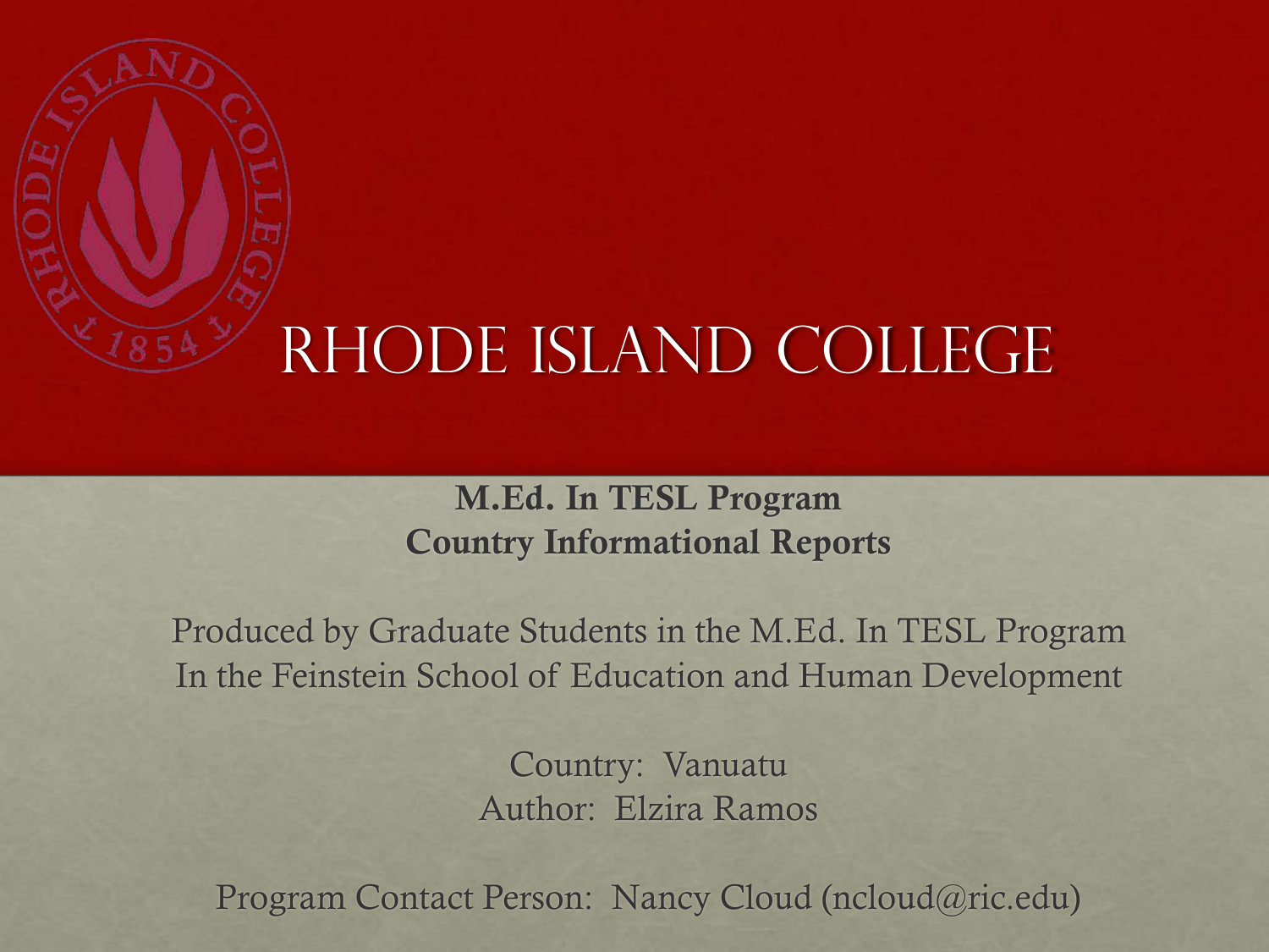# Rhode Island College

**M.Ed. In TESL Program**
**Country Informational Reports**

Produced by Graduate Students in the M.Ed. In TESL Program
In the Feinstein School of Education and Human Development

Country: Vanuatu
Author: Elzira Ramos

Program Contact Person: Nancy Cloud (ncloud@ric.edu)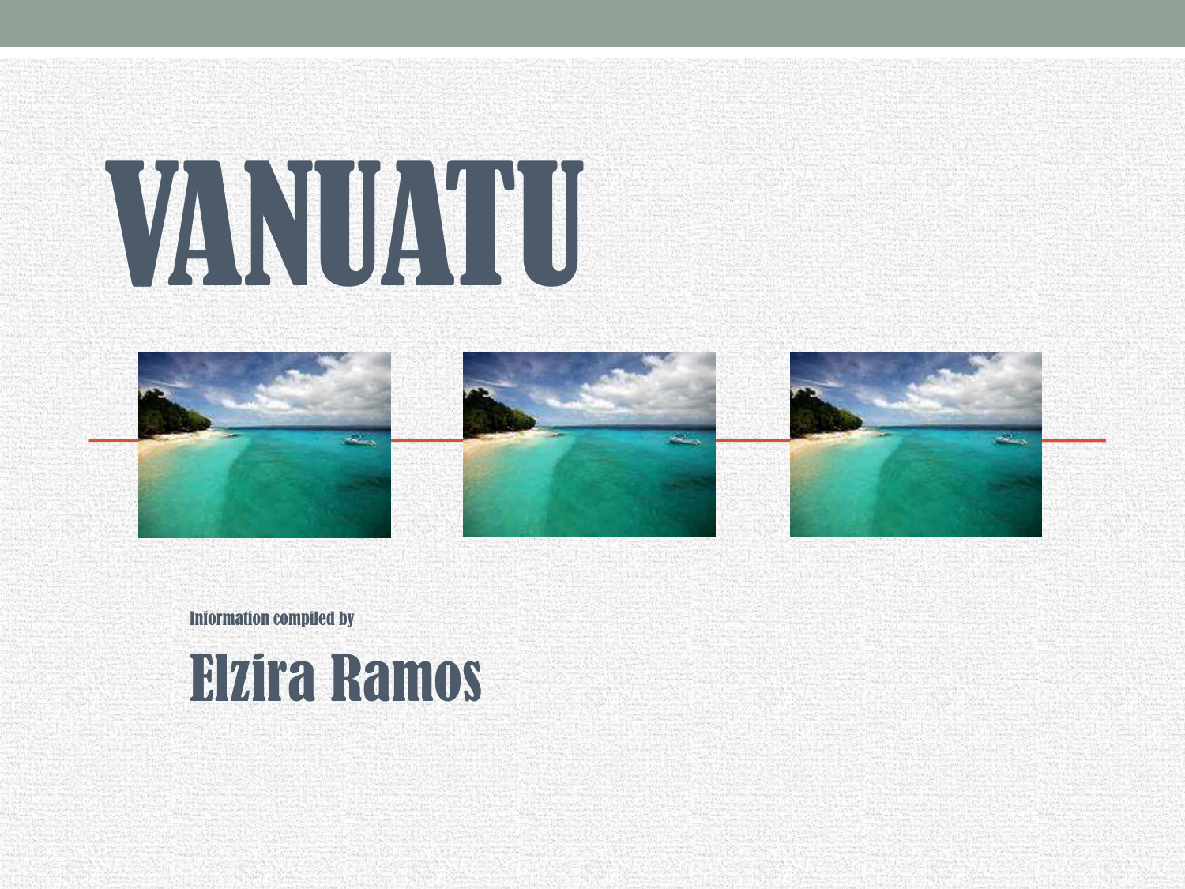# VANUATU

Information compiled by

## Elzira Ramos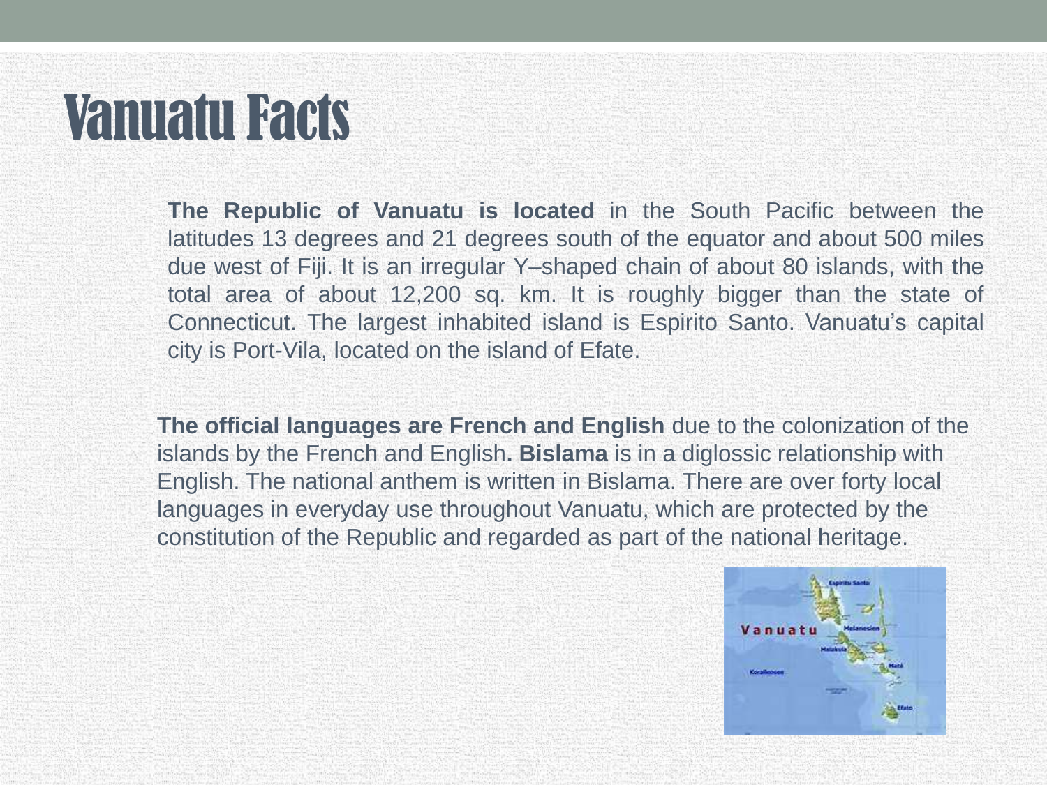# Vanuatu Facts

**The Republic of Vanuatu is located** in the South Pacific between the latitudes 13 degrees and 21 degrees south of the equator and about 500 miles due west of Fiji. It is an irregular Y–shaped chain of about 80 islands, with the total area of about 12,200 sq. km. It is roughly bigger than the state of Connecticut. The largest inhabited island is Espirito Santo. Vanuatu's capital city is Port-Vila, located on the island of Efate.

**The official languages are French and English** due to the colonization of the islands by the French and English**. Bislama** is in a diglossic relationship with English. The national anthem is written in Bislama. There are over forty local languages in everyday use throughout Vanuatu, which are protected by the constitution of the Republic and regarded as part of the national heritage.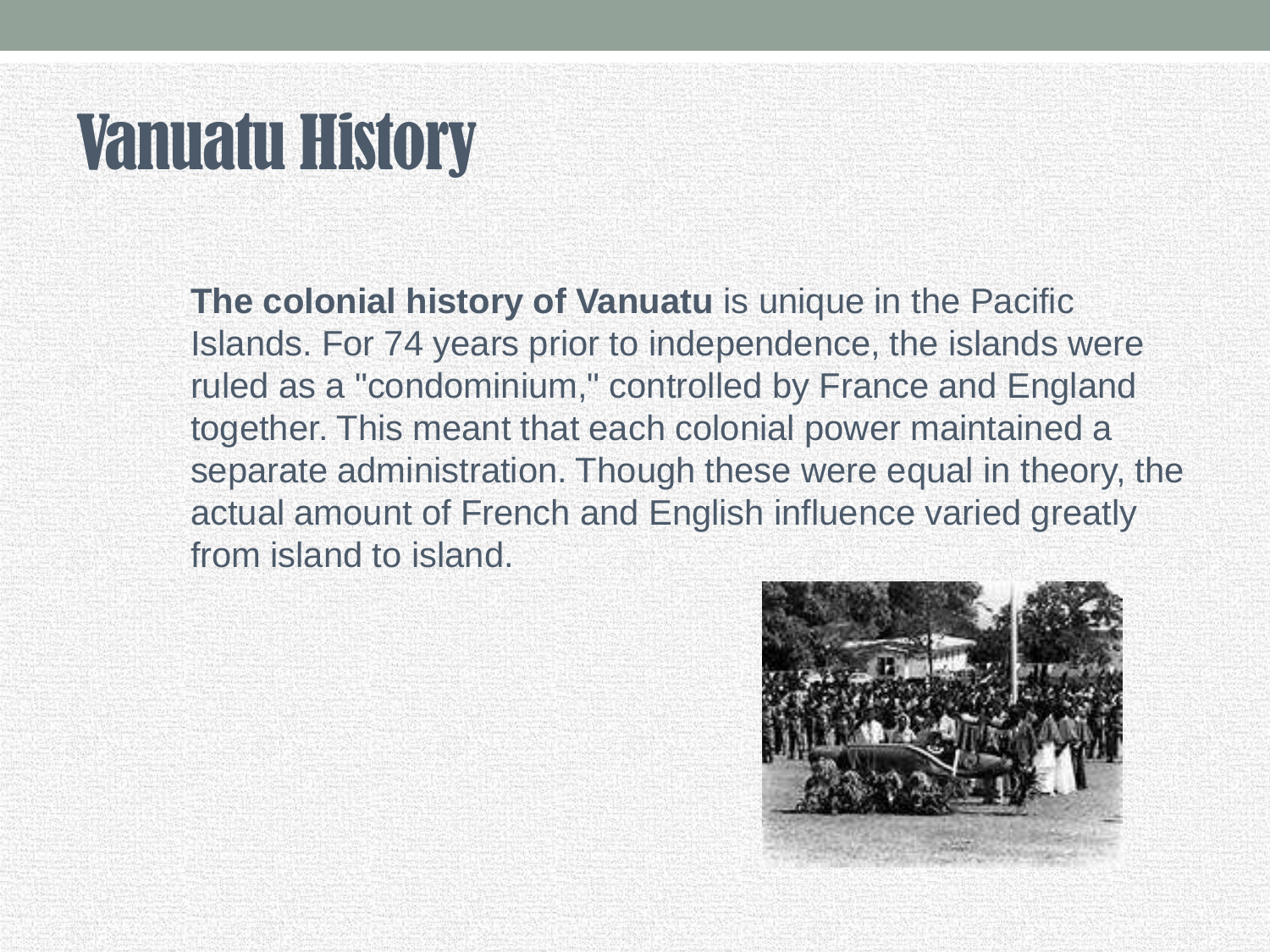# Vanuatu History

**The colonial history of Vanuatu** is unique in the Pacific Islands. For 74 years prior to independence, the islands were ruled as a "condominium," controlled by France and England together. This meant that each colonial power maintained a separate administration. Though these were equal in theory, the actual amount of French and English influence varied greatly from island to island.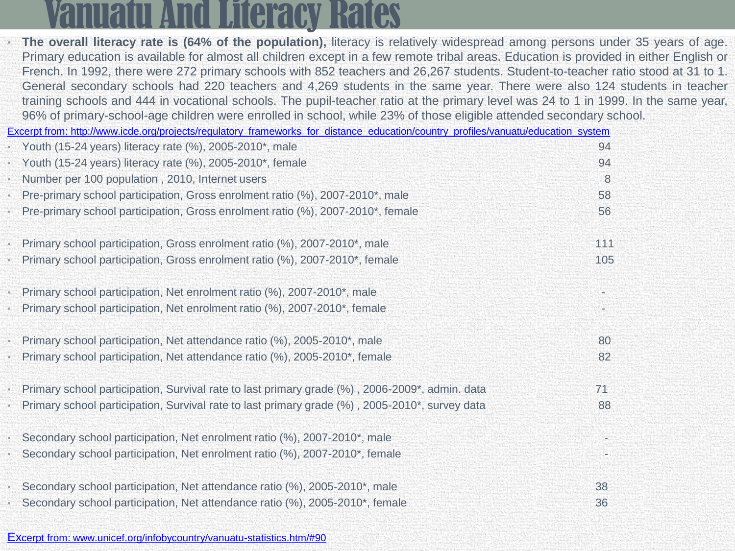# Vanuatu And Literacy Rates

- **The overall literacy rate is (64% of the population),** literacy is relatively widespread among persons under 35 years of age. Primary education is available for almost all children except in a few remote tribal areas. Education is provided in either English or French. In 1992, there were 272 primary schools with 852 teachers and 26,267 students. Student-to-teacher ratio stood at 31 to 1. General secondary schools had 220 teachers and 4,269 students in the same year. There were also 124 students in teacher training schools and 444 in vocational schools. The pupil-teacher ratio at the primary level was 24 to 1 in 1999. In the same year, 96% of primary-school-age children were enrolled in school, while 23% of those eligible attended secondary school.

[Excerpt from: http://www.icde.org/projects/regulatory_frameworks_for_distance_education/country_profiles/vanuatu/education_system](http://www.icde.org/projects/regulatory_frameworks_for_distance_education/country_profiles/vanuatu/education_system)

| Indicator | Value |
|---|---|
| Youth (15-24 years) literacy rate (%), 2005-2010*, male | 94 |
| Youth (15-24 years) literacy rate (%), 2005-2010*, female | 94 |
| Number per 100 population , 2010, Internet users | 8 |
| Pre-primary school participation, Gross enrolment ratio (%), 2007-2010*, male | 58 |
| Pre-primary school participation, Gross enrolment ratio (%), 2007-2010*, female | 56 |
| Primary school participation, Gross enrolment ratio (%), 2007-2010*, male | 111 |
| Primary school participation, Gross enrolment ratio (%), 2007-2010*, female | 105 |
| Primary school participation, Net enrolment ratio (%), 2007-2010*, male | - |
| Primary school participation, Net enrolment ratio (%), 2007-2010*, female | - |
| Primary school participation, Net attendance ratio (%), 2005-2010*, male | 80 |
| Primary school participation, Net attendance ratio (%), 2005-2010*, female | 82 |
| Primary school participation, Survival rate to last primary grade (%) , 2006-2009*, admin. data | 71 |
| Primary school participation, Survival rate to last primary grade (%) , 2005-2010*, survey data | 88 |
| Secondary school participation, Net enrolment ratio (%), 2007-2010*, male | - |
| Secondary school participation, Net enrolment ratio (%), 2007-2010*, female | - |
| Secondary school participation, Net attendance ratio (%), 2005-2010*, male | 38 |
| Secondary school participation, Net attendance ratio (%), 2005-2010*, female | 36 |

[Excerpt from: www.unicef.org/infobycountry/vanuatu-statistics.htm/#90](http://www.unicef.org/infobycountry/vanuatu-statistics.htm/#90)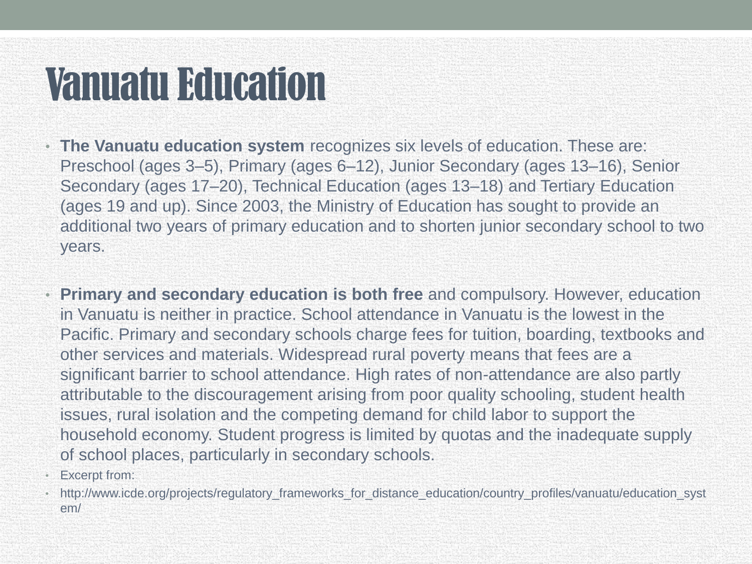# Vanuatu Education

- **The Vanuatu education system** recognizes six levels of education. These are: Preschool (ages 3–5), Primary (ages 6–12), Junior Secondary (ages 13–16), Senior Secondary (ages 17–20), Technical Education (ages 13–18) and Tertiary Education (ages 19 and up). Since 2003, the Ministry of Education has sought to provide an additional two years of primary education and to shorten junior secondary school to two years.

- **Primary and secondary education is both free** and compulsory. However, education in Vanuatu is neither in practice. School attendance in Vanuatu is the lowest in the Pacific. Primary and secondary schools charge fees for tuition, boarding, textbooks and other services and materials. Widespread rural poverty means that fees are a significant barrier to school attendance. High rates of non-attendance are also partly attributable to the discouragement arising from poor quality schooling, student health issues, rural isolation and the competing demand for child labor to support the household economy. Student progress is limited by quotas and the inadequate supply of school places, particularly in secondary schools.
- Excerpt from:
- http://www.icde.org/projects/regulatory_frameworks_for_distance_education/country_profiles/vanuatu/education_system/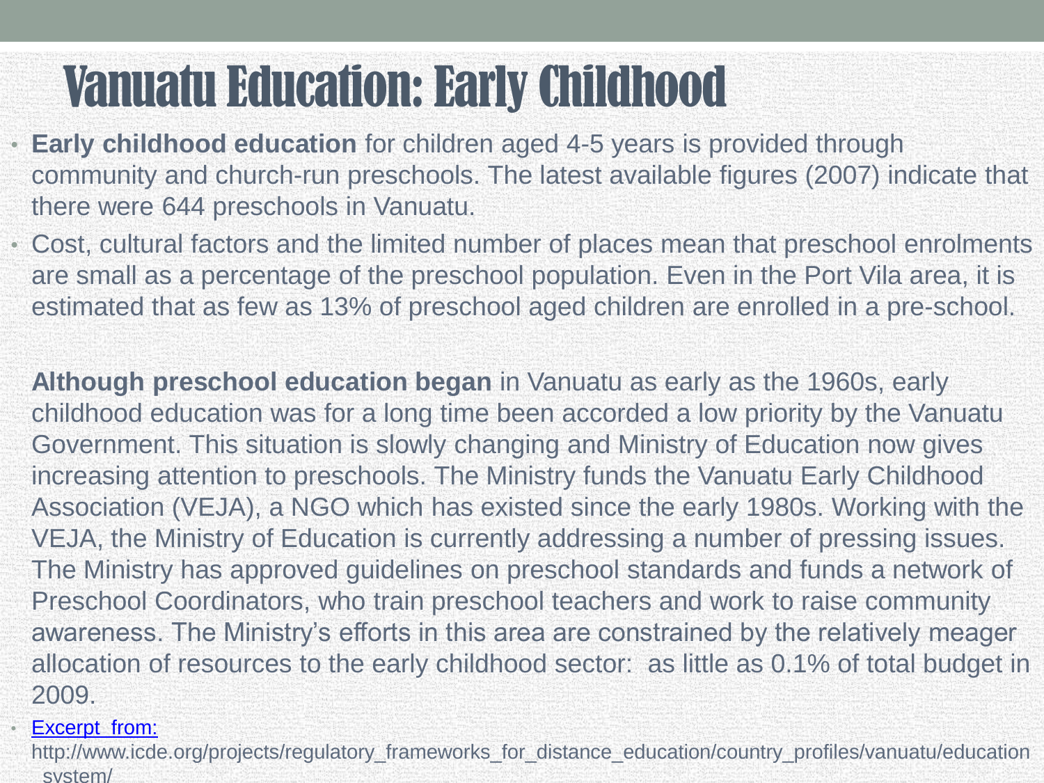# Vanuatu Education: Early Childhood

- **Early childhood education** for children aged 4-5 years is provided through community and church-run preschools. The latest available figures (2007) indicate that there were 644 preschools in Vanuatu.
- Cost, cultural factors and the limited number of places mean that preschool enrolments are small as a percentage of the preschool population. Even in the Port Vila area, it is estimated that as few as 13% of preschool aged children are enrolled in a pre-school.

**Although preschool education began** in Vanuatu as early as the 1960s, early childhood education was for a long time been accorded a low priority by the Vanuatu Government. This situation is slowly changing and Ministry of Education now gives increasing attention to preschools. The Ministry funds the Vanuatu Early Childhood Association (VEJA), a NGO which has existed since the early 1980s. Working with the VEJA, the Ministry of Education is currently addressing a number of pressing issues. The Ministry has approved guidelines on preschool standards and funds a network of Preschool Coordinators, who train preschool teachers and work to raise community awareness. The Ministry's efforts in this area are constrained by the relatively meager allocation of resources to the early childhood sector: as little as 0.1% of total budget in 2009.

- Excerpt from: http://www.icde.org/projects/regulatory_frameworks_for_distance_education/country_profiles/vanuatu/education system/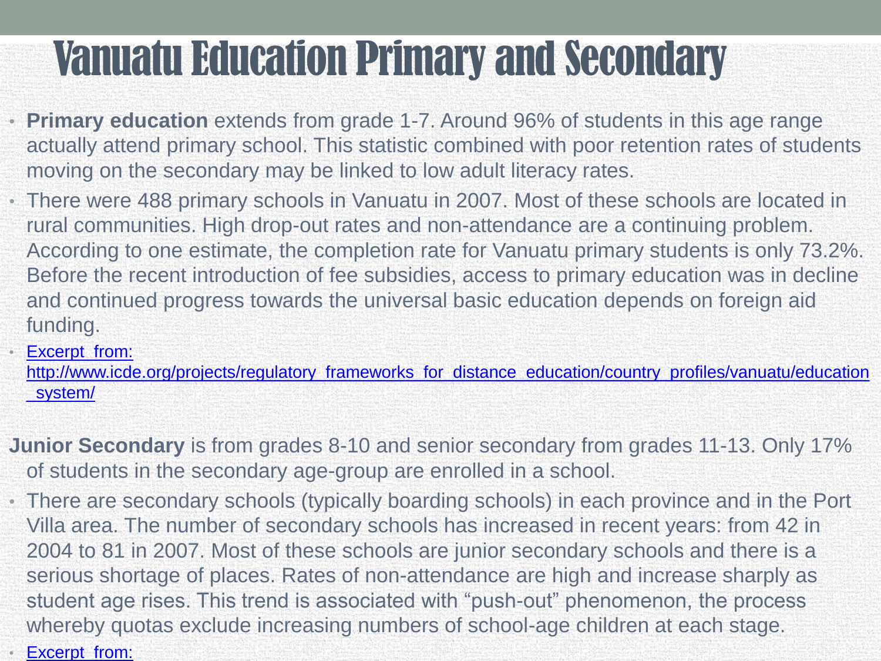# Vanuatu Education Primary and Secondary

- **Primary education** extends from grade 1-7. Around 96% of students in this age range actually attend primary school. This statistic combined with poor retention rates of students moving on the secondary may be linked to low adult literacy rates.
- There were 488 primary schools in Vanuatu in 2007. Most of these schools are located in rural communities. High drop-out rates and non-attendance are a continuing problem. According to one estimate, the completion rate for Vanuatu primary students is only 73.2%. Before the recent introduction of fee subsidies, access to primary education was in decline and continued progress towards the universal basic education depends on foreign aid funding.
- Excerpt from: http://www.icde.org/projects/regulatory_frameworks_for_distance_education/country_profiles/vanuatu/education_system/

**Junior Secondary** is from grades 8-10 and senior secondary from grades 11-13. Only 17% of students in the secondary age-group are enrolled in a school.

- There are secondary schools (typically boarding schools) in each province and in the Port Villa area. The number of secondary schools has increased in recent years: from 42 in 2004 to 81 in 2007. Most of these schools are junior secondary schools and there is a serious shortage of places. Rates of non-attendance are high and increase sharply as student age rises. This trend is associated with "push-out" phenomenon, the process whereby quotas exclude increasing numbers of school-age children at each stage.
- Excerpt from: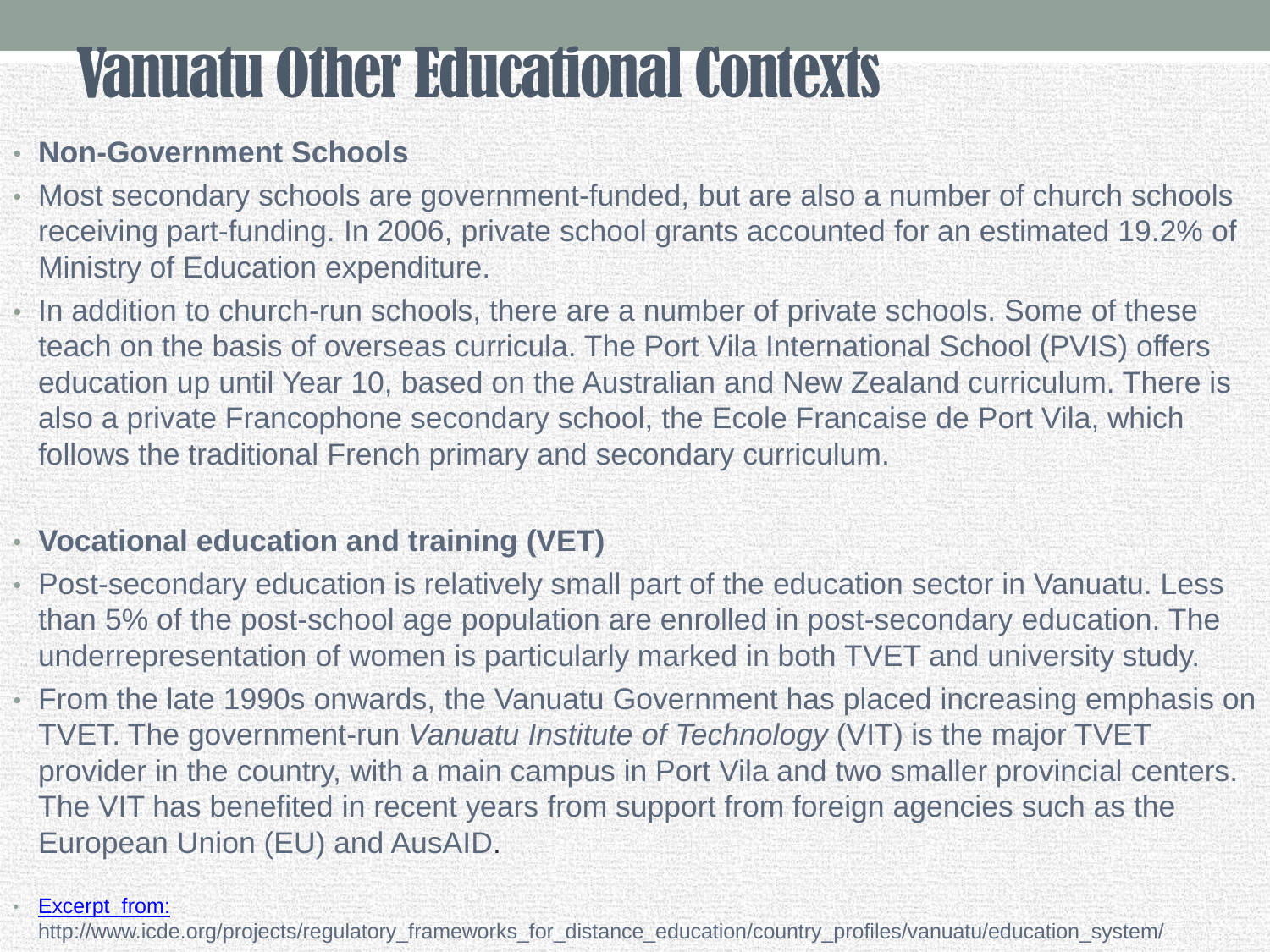# Vanuatu Other Educational Contexts

- **Non-Government Schools**
- Most secondary schools are government-funded, but are also a number of church schools receiving part-funding. In 2006, private school grants accounted for an estimated 19.2% of Ministry of Education expenditure.
- In addition to church-run schools, there are a number of private schools. Some of these teach on the basis of overseas curricula. The Port Vila International School (PVIS) offers education up until Year 10, based on the Australian and New Zealand curriculum. There is also a private Francophone secondary school, the Ecole Francaise de Port Vila, which follows the traditional French primary and secondary curriculum.

- **Vocational education and training (VET)**
- Post-secondary education is relatively small part of the education sector in Vanuatu. Less than 5% of the post-school age population are enrolled in post-secondary education. The underrepresentation of women is particularly marked in both TVET and university study.
- From the late 1990s onwards, the Vanuatu Government has placed increasing emphasis on TVET. The government-run *Vanuatu Institute of Technology* (VIT) is the major TVET provider in the country, with a main campus in Port Vila and two smaller provincial centers. The VIT has benefited in recent years from support from foreign agencies such as the European Union (EU) and AusAID.

- Excerpt from:
  http://www.icde.org/projects/regulatory_frameworks_for_distance_education/country_profiles/vanuatu/education_system/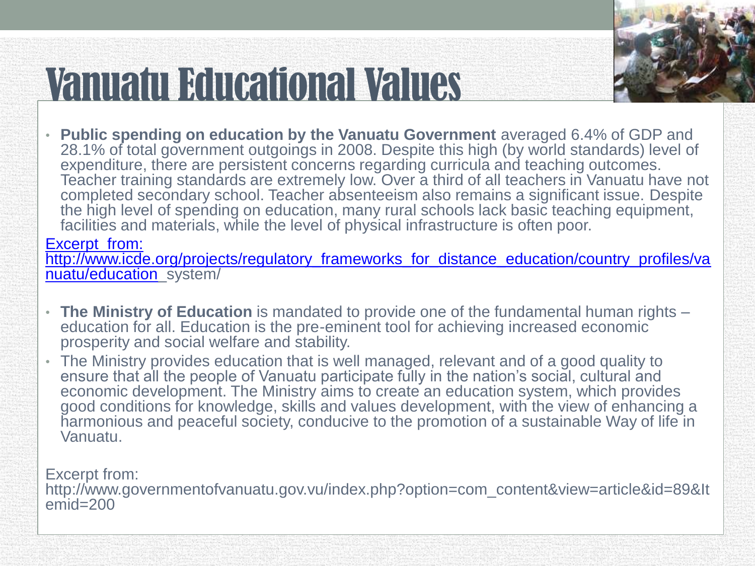# Vanuatu Educational Values

- **Public spending on education by the Vanuatu Government** averaged 6.4% of GDP and 28.1% of total government outgoings in 2008. Despite this high (by world standards) level of expenditure, there are persistent concerns regarding curricula and teaching outcomes. Teacher training standards are extremely low. Over a third of all teachers in Vanuatu have not completed secondary school. Teacher absenteeism also remains a significant issue. Despite the high level of spending on education, many rural schools lack basic teaching equipment, facilities and materials, while the level of physical infrastructure is often poor.

Excerpt from: http://www.icde.org/projects/regulatory_frameworks_for_distance_education/country_profiles/vanuatu/education_system/

- **The Ministry of Education** is mandated to provide one of the fundamental human rights – education for all. Education is the pre-eminent tool for achieving increased economic prosperity and social welfare and stability.
- The Ministry provides education that is well managed, relevant and of a good quality to ensure that all the people of Vanuatu participate fully in the nation's social, cultural and economic development. The Ministry aims to create an education system, which provides good conditions for knowledge, skills and values development, with the view of enhancing a harmonious and peaceful society, conducive to the promotion of a sustainable Way of life in Vanuatu.

Excerpt from: http://www.governmentofvanuatu.gov.vu/index.php?option=com_content&view=article&id=89&Itemid=200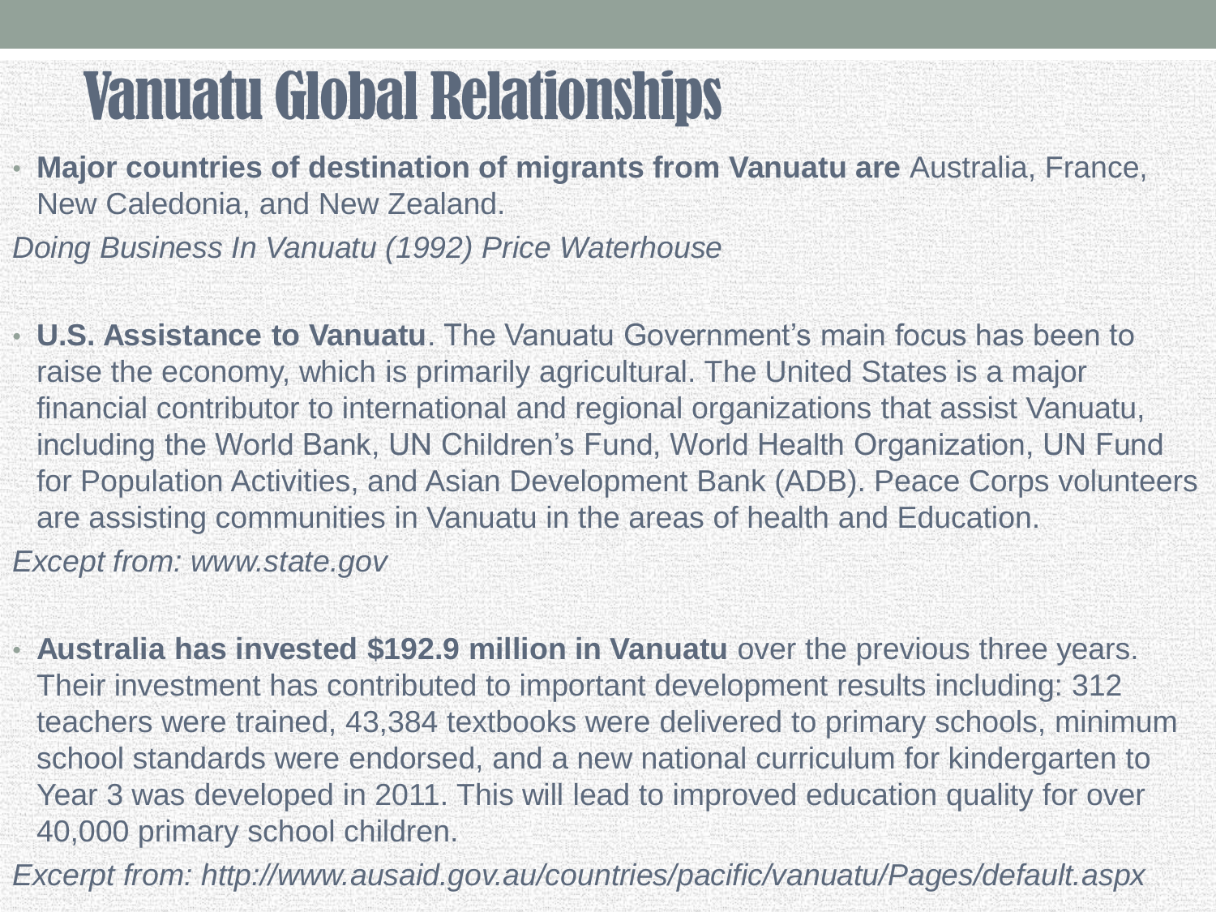# Vanuatu Global Relationships

- **Major countries of destination of migrants from Vanuatu are** Australia, France, New Caledonia, and New Zealand.

*Doing Business In Vanuatu (1992) Price Waterhouse*

- **U.S. Assistance to Vanuatu**. The Vanuatu Government's main focus has been to raise the economy, which is primarily agricultural. The United States is a major financial contributor to international and regional organizations that assist Vanuatu, including the World Bank, UN Children's Fund, World Health Organization, UN Fund for Population Activities, and Asian Development Bank (ADB). Peace Corps volunteers are assisting communities in Vanuatu in the areas of health and Education.

*Except from: www.state.gov*

- **Australia has invested $192.9 million in Vanuatu** over the previous three years. Their investment has contributed to important development results including: 312 teachers were trained, 43,384 textbooks were delivered to primary schools, minimum school standards were endorsed, and a new national curriculum for kindergarten to Year 3 was developed in 2011. This will lead to improved education quality for over 40,000 primary school children.

*Excerpt from: http://www.ausaid.gov.au/countries/pacific/vanuatu/Pages/default.aspx*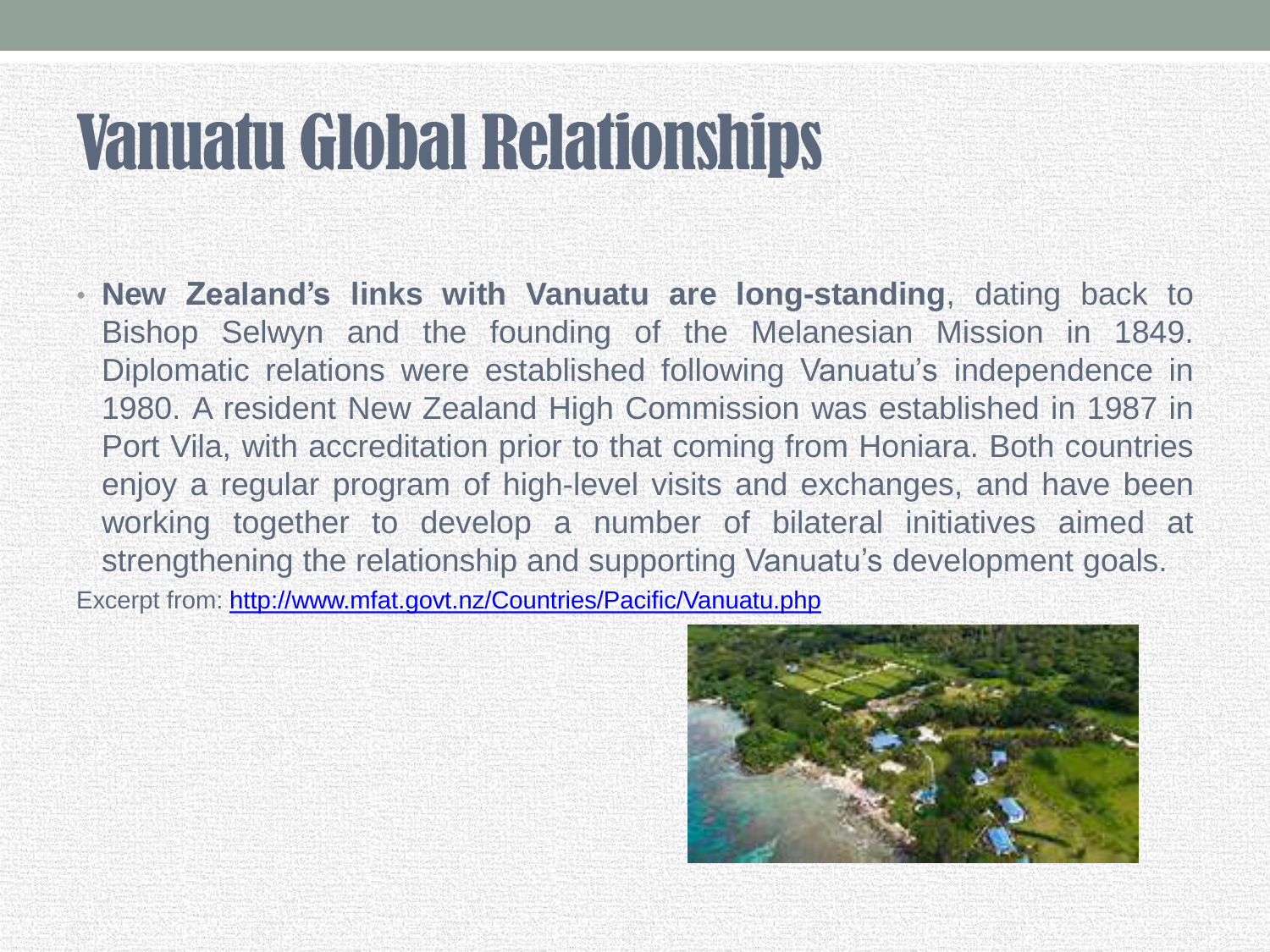# Vanuatu Global Relationships

- **New Zealand's links with Vanuatu are long-standing**, dating back to Bishop Selwyn and the founding of the Melanesian Mission in 1849. Diplomatic relations were established following Vanuatu's independence in 1980. A resident New Zealand High Commission was established in 1987 in Port Vila, with accreditation prior to that coming from Honiara. Both countries enjoy a regular program of high-level visits and exchanges, and have been working together to develop a number of bilateral initiatives aimed at strengthening the relationship and supporting Vanuatu's development goals.

Excerpt from: http://www.mfat.govt.nz/Countries/Pacific/Vanuatu.php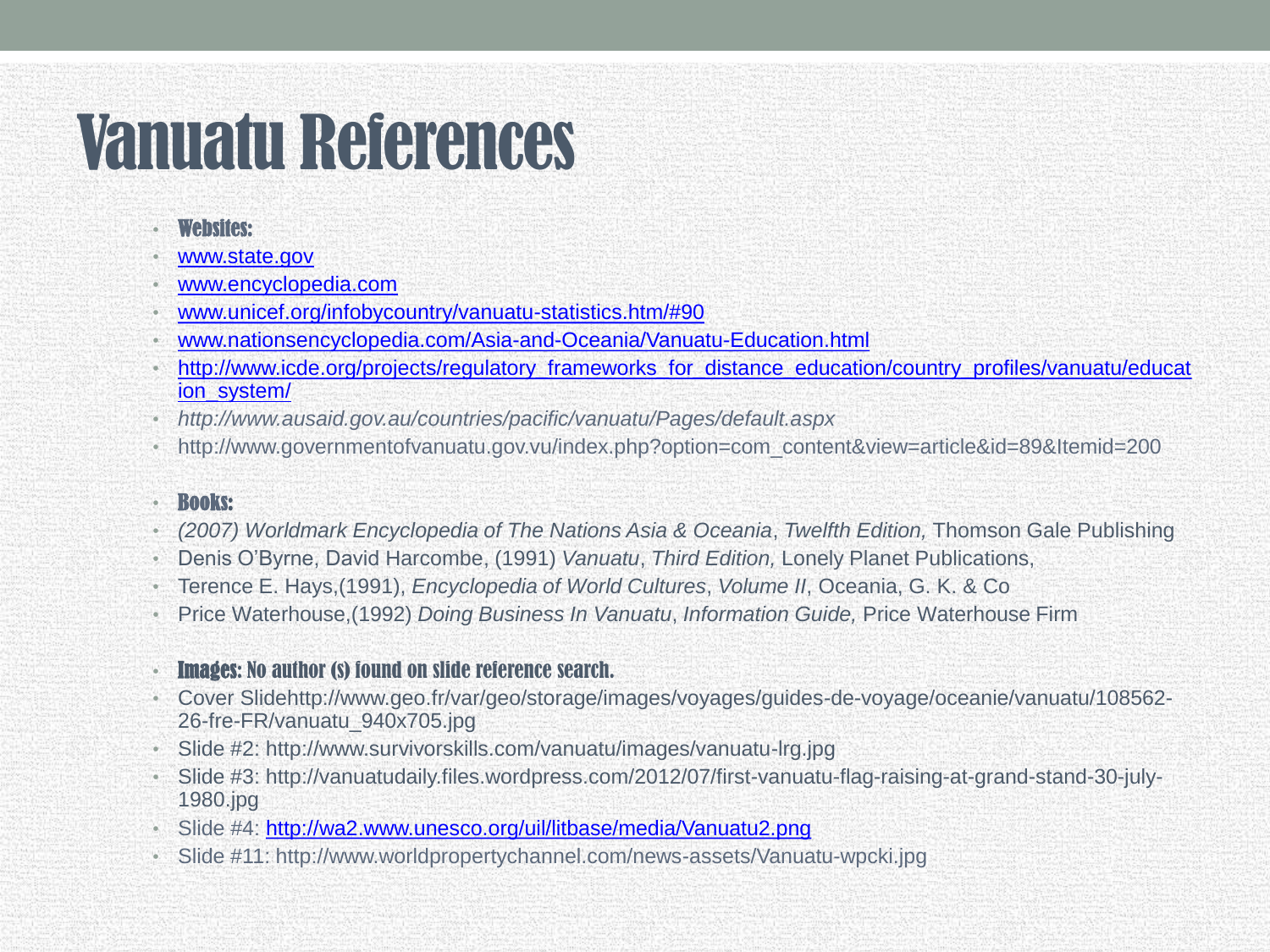# Vanuatu References

- **Websites:**
- www.state.gov
- www.encyclopedia.com
- www.unicef.org/infobycountry/vanuatu-statistics.htm/#90
- www.nationsencyclopedia.com/Asia-and-Oceania/Vanuatu-Education.html
- http://www.icde.org/projects/regulatory_frameworks_for_distance_education/country_profiles/vanuatu/education_system/
- *http://www.ausaid.gov.au/countries/pacific/vanuatu/Pages/default.aspx*
- http://www.governmentofvanuatu.gov.vu/index.php?option=com_content&view=article&id=89&Itemid=200

- **Books:**
- *(2007) Worldmark Encyclopedia of The Nations Asia & Oceania*, *Twelfth Edition,* Thomson Gale Publishing
- Denis O'Byrne, David Harcombe, (1991) *Vanuatu*, *Third Edition,* Lonely Planet Publications,
- Terence E. Hays,(1991), *Encyclopedia of World Cultures*, *Volume II*, Oceania, G. K. & Co
- Price Waterhouse,(1992) *Doing Business In Vanuatu*, *Information Guide,* Price Waterhouse Firm

- **Images: No author (s) found on slide reference search.**
- Cover Slidehttp://www.geo.fr/var/geo/storage/images/voyages/guides-de-voyage/oceanie/vanuatu/108562-26-fre-FR/vanuatu_940x705.jpg
- Slide #2: http://www.survivorskills.com/vanuatu/images/vanuatu-lrg.jpg
- Slide #3: http://vanuatudaily.files.wordpress.com/2012/07/first-vanuatu-flag-raising-at-grand-stand-30-july-1980.jpg
- Slide #4: http://wa2.www.unesco.org/uil/litbase/media/Vanuatu2.png
- Slide #11: http://www.worldpropertychannel.com/news-assets/Vanuatu-wpcki.jpg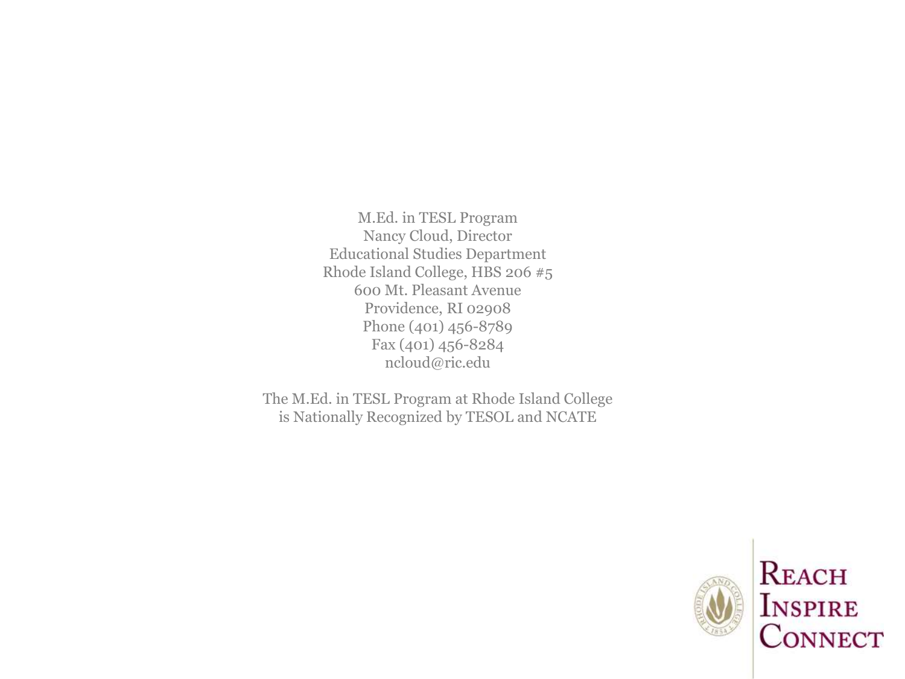M.Ed. in TESL Program
Nancy Cloud, Director
Educational Studies Department
Rhode Island College, HBS 206 #5
600 Mt. Pleasant Avenue
Providence, RI 02908
Phone (401) 456-8789
Fax (401) 456-8284
ncloud@ric.edu

The M.Ed. in TESL Program at Rhode Island College
is Nationally Recognized by TESOL and NCATE

REACH
INSPIRE
CONNECT